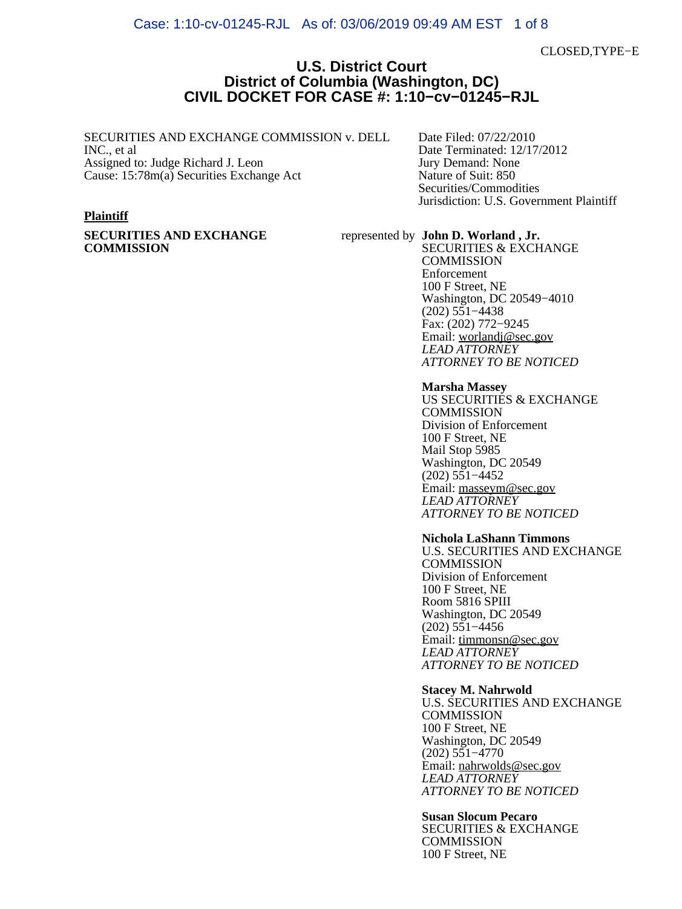CLOSED,TYPE−E

# U.S. District Court
## District of Columbia (Washington, DC)
## CIVIL DOCKET FOR CASE #: 1:10−cv−01245−RJL

SECURITIES AND EXCHANGE COMMISSION v. DELL INC., et al
Assigned to: Judge Richard J. Leon
Cause: 15:78m(a) Securities Exchange Act

Date Filed: 07/22/2010
Date Terminated: 12/17/2012
Jury Demand: None
Nature of Suit: 850 Securities/Commodities
Jurisdiction: U.S. Government Plaintiff

**Plaintiff**

**SECURITIES AND EXCHANGE COMMISSION**

represented by

**John D. Worland , Jr.**
SECURITIES & EXCHANGE COMMISSION
Enforcement
100 F Street, NE
Washington, DC 20549−4010
(202) 551−4438
Fax: (202) 772−9245
Email: worlandj@sec.gov
*LEAD ATTORNEY*
*ATTORNEY TO BE NOTICED*

**Marsha Massey**
US SECURITIES & EXCHANGE COMMISSION
Division of Enforcement
100 F Street, NE
Mail Stop 5985
Washington, DC 20549
(202) 551−4452
Email: masseym@sec.gov
*LEAD ATTORNEY*
*ATTORNEY TO BE NOTICED*

**Nichola LaShann Timmons**
U.S. SECURITIES AND EXCHANGE COMMISSION
Division of Enforcement
100 F Street, NE
Room 5816 SPIII
Washington, DC 20549
(202) 551−4456
Email: timmonsn@sec.gov
*LEAD ATTORNEY*
*ATTORNEY TO BE NOTICED*

**Stacey M. Nahrwold**
U.S. SECURITIES AND EXCHANGE COMMISSION
100 F Street, NE
Washington, DC 20549
(202) 551−4770
Email: nahrwolds@sec.gov
*LEAD ATTORNEY*
*ATTORNEY TO BE NOTICED*

**Susan Slocum Pecaro**
SECURITIES & EXCHANGE COMMISSION
100 F Street, NE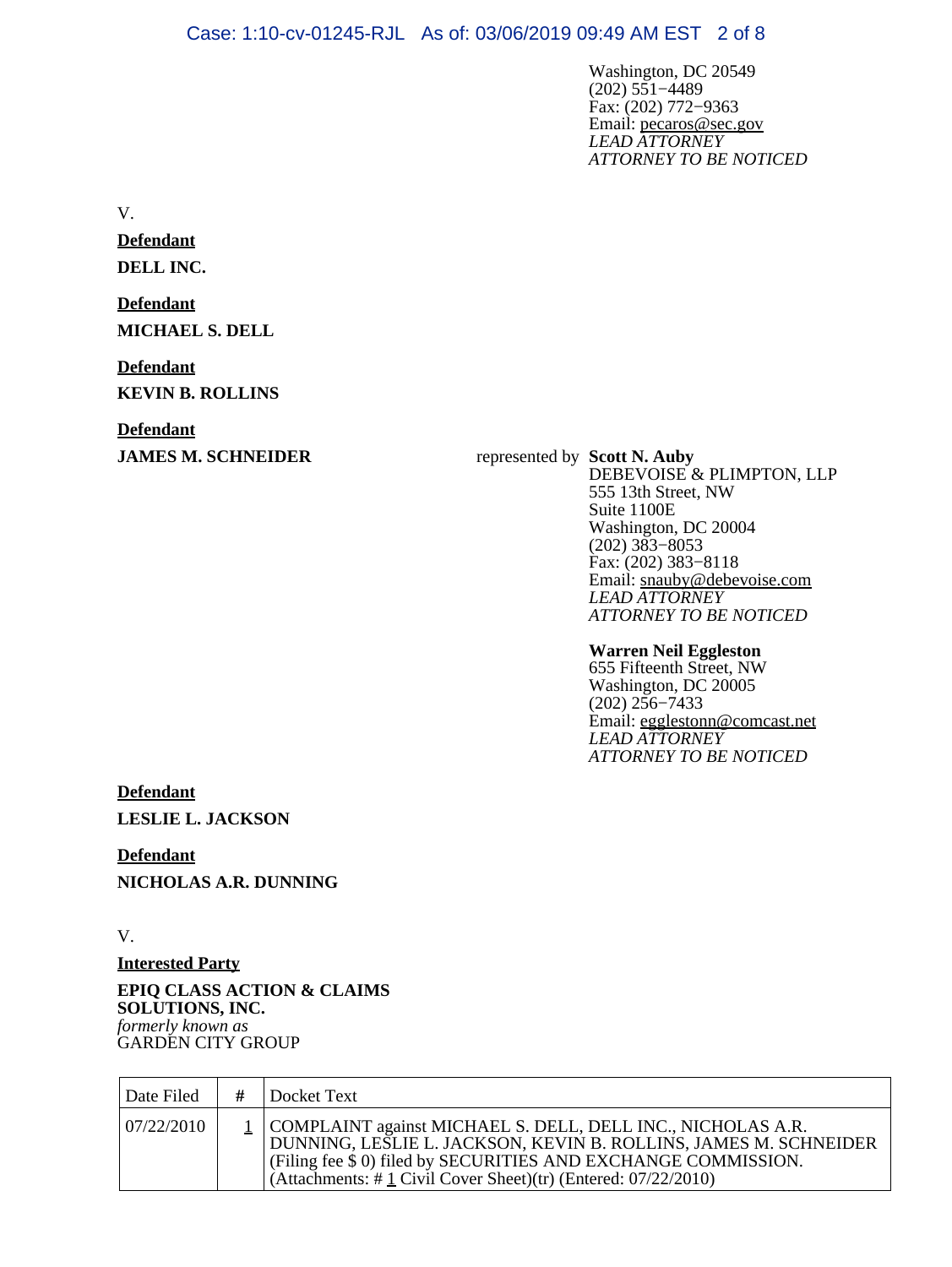Washington, DC 20549
(202) 551−4489
Fax: (202) 772−9363
Email: pecaros@sec.gov
*LEAD ATTORNEY*
*ATTORNEY TO BE NOTICED*

V.

**Defendant**

**DELL INC.**

**Defendant**

**MICHAEL S. DELL**

**Defendant**

**KEVIN B. ROLLINS**

**Defendant**

**JAMES M. SCHNEIDER**

represented by **Scott N. Auby**
DEBEVOISE & PLIMPTON, LLP
555 13th Street, NW
Suite 1100E
Washington, DC 20004
(202) 383−8053
Fax: (202) 383−8118
Email: snauby@debevoise.com
*LEAD ATTORNEY*
*ATTORNEY TO BE NOTICED*

**Warren Neil Eggleston**
655 Fifteenth Street, NW
Washington, DC 20005
(202) 256−7433
Email: egglestonn@comcast.net
*LEAD ATTORNEY*
*ATTORNEY TO BE NOTICED*

**Defendant**

**LESLIE L. JACKSON**

**Defendant**

**NICHOLAS A.R. DUNNING**

V.

**Interested Party**

**EPIQ CLASS ACTION & CLAIMS SOLUTIONS, INC.**
*formerly known as*
GARDEN CITY GROUP

| Date Filed | # | Docket Text |
|---|---|---|
| 07/22/2010 | 1 | COMPLAINT against MICHAEL S. DELL, DELL INC., NICHOLAS A.R. DUNNING, LESLIE L. JACKSON, KEVIN B. ROLLINS, JAMES M. SCHNEIDER (Filing fee $ 0) filed by SECURITIES AND EXCHANGE COMMISSION. (Attachments: # 1 Civil Cover Sheet)(tr) (Entered: 07/22/2010) |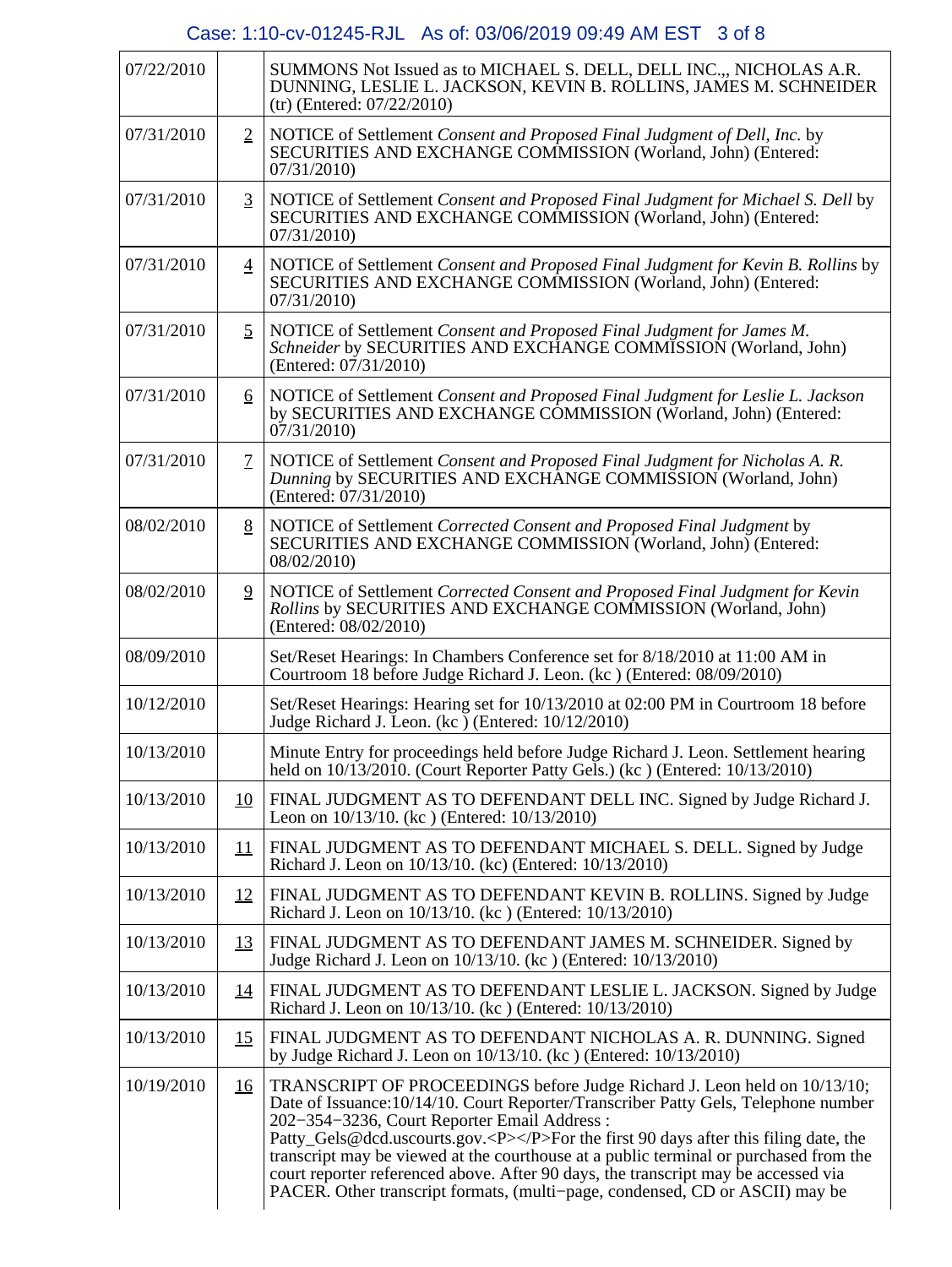| | | |
|---|---|---|
| 07/22/2010 | | SUMMONS Not Issued as to MICHAEL S. DELL, DELL INC.,, NICHOLAS A.R. DUNNING, LESLIE L. JACKSON, KEVIN B. ROLLINS, JAMES M. SCHNEIDER (tr) (Entered: 07/22/2010) |
| 07/31/2010 | 2 | NOTICE of Settlement *Consent and Proposed Final Judgment of Dell, Inc.* by SECURITIES AND EXCHANGE COMMISSION (Worland, John) (Entered: 07/31/2010) |
| 07/31/2010 | 3 | NOTICE of Settlement *Consent and Proposed Final Judgment for Michael S. Dell* by SECURITIES AND EXCHANGE COMMISSION (Worland, John) (Entered: 07/31/2010) |
| 07/31/2010 | 4 | NOTICE of Settlement *Consent and Proposed Final Judgment for Kevin B. Rollins* by SECURITIES AND EXCHANGE COMMISSION (Worland, John) (Entered: 07/31/2010) |
| 07/31/2010 | 5 | NOTICE of Settlement *Consent and Proposed Final Judgment for James M. Schneider* by SECURITIES AND EXCHANGE COMMISSION (Worland, John) (Entered: 07/31/2010) |
| 07/31/2010 | 6 | NOTICE of Settlement *Consent and Proposed Final Judgment for Leslie L. Jackson* by SECURITIES AND EXCHANGE COMMISSION (Worland, John) (Entered: 07/31/2010) |
| 07/31/2010 | 7 | NOTICE of Settlement *Consent and Proposed Final Judgment for Nicholas A. R. Dunning* by SECURITIES AND EXCHANGE COMMISSION (Worland, John) (Entered: 07/31/2010) |
| 08/02/2010 | 8 | NOTICE of Settlement *Corrected Consent and Proposed Final Judgment* by SECURITIES AND EXCHANGE COMMISSION (Worland, John) (Entered: 08/02/2010) |
| 08/02/2010 | 9 | NOTICE of Settlement *Corrected Consent and Proposed Final Judgment for Kevin Rollins* by SECURITIES AND EXCHANGE COMMISSION (Worland, John) (Entered: 08/02/2010) |
| 08/09/2010 | | Set/Reset Hearings: In Chambers Conference set for 8/18/2010 at 11:00 AM in Courtroom 18 before Judge Richard J. Leon. (kc ) (Entered: 08/09/2010) |
| 10/12/2010 | | Set/Reset Hearings: Hearing set for 10/13/2010 at 02:00 PM in Courtroom 18 before Judge Richard J. Leon. (kc ) (Entered: 10/12/2010) |
| 10/13/2010 | | Minute Entry for proceedings held before Judge Richard J. Leon. Settlement hearing held on 10/13/2010. (Court Reporter Patty Gels.) (kc ) (Entered: 10/13/2010) |
| 10/13/2010 | 10 | FINAL JUDGMENT AS TO DEFENDANT DELL INC. Signed by Judge Richard J. Leon on 10/13/10. (kc ) (Entered: 10/13/2010) |
| 10/13/2010 | 11 | FINAL JUDGMENT AS TO DEFENDANT MICHAEL S. DELL. Signed by Judge Richard J. Leon on 10/13/10. (kc) (Entered: 10/13/2010) |
| 10/13/2010 | 12 | FINAL JUDGMENT AS TO DEFENDANT KEVIN B. ROLLINS. Signed by Judge Richard J. Leon on 10/13/10. (kc ) (Entered: 10/13/2010) |
| 10/13/2010 | 13 | FINAL JUDGMENT AS TO DEFENDANT JAMES M. SCHNEIDER. Signed by Judge Richard J. Leon on 10/13/10. (kc ) (Entered: 10/13/2010) |
| 10/13/2010 | 14 | FINAL JUDGMENT AS TO DEFENDANT LESLIE L. JACKSON. Signed by Judge Richard J. Leon on 10/13/10. (kc ) (Entered: 10/13/2010) |
| 10/13/2010 | 15 | FINAL JUDGMENT AS TO DEFENDANT NICHOLAS A. R. DUNNING. Signed by Judge Richard J. Leon on 10/13/10. (kc ) (Entered: 10/13/2010) |
| 10/19/2010 | 16 | TRANSCRIPT OF PROCEEDINGS before Judge Richard J. Leon held on 10/13/10; Date of Issuance:10/14/10. Court Reporter/Transcriber Patty Gels, Telephone number 202−354−3236, Court Reporter Email Address : Patty_Gels@dcd.uscourts.gov.<P></P>For the first 90 days after this filing date, the transcript may be viewed at the courthouse at a public terminal or purchased from the court reporter referenced above. After 90 days, the transcript may be accessed via PACER. Other transcript formats, (multi−page, condensed, CD or ASCII) may be |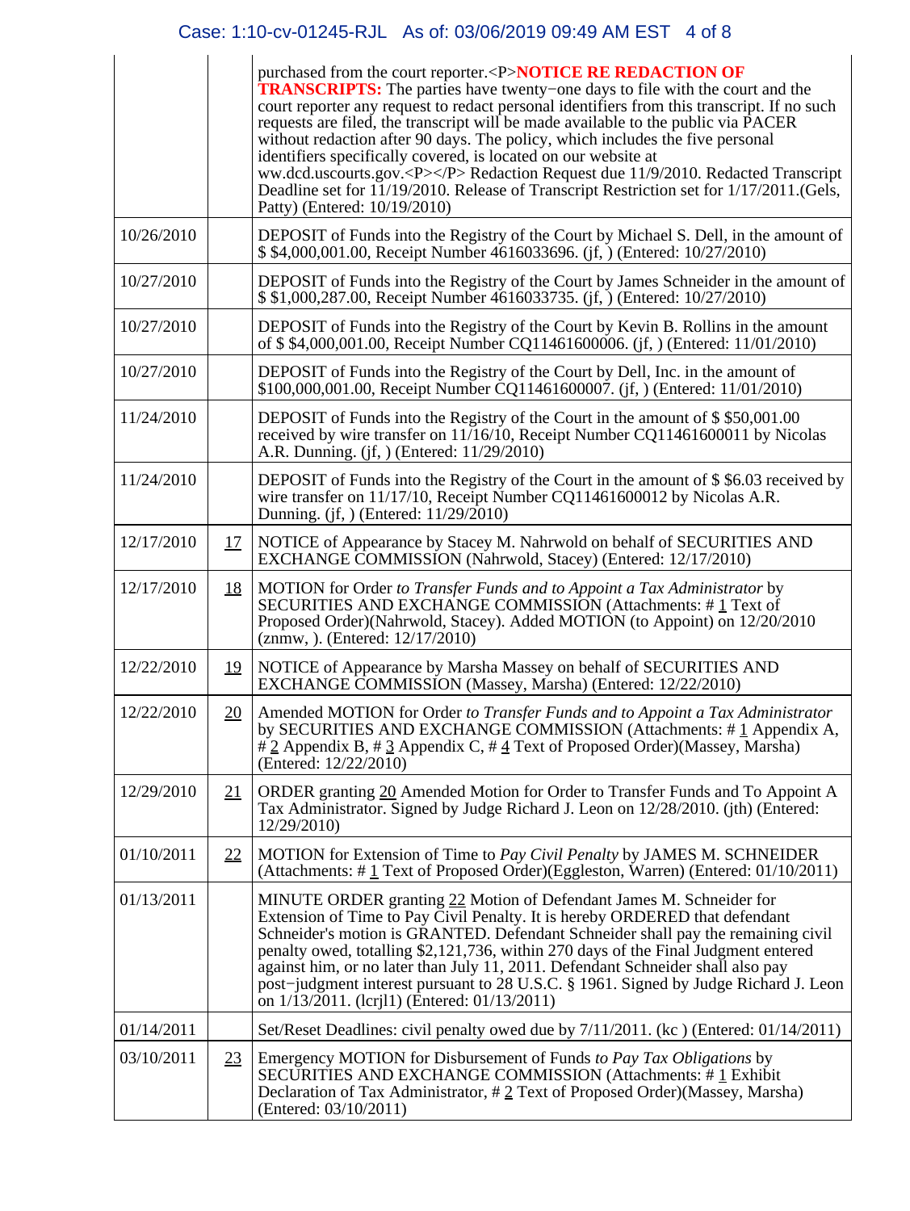| | | |
|---|---|---|
| | | purchased from the court reporter.<P>**NOTICE RE REDACTION OF TRANSCRIPTS:** The parties have twenty−one days to file with the court and the court reporter any request to redact personal identifiers from this transcript. If no such requests are filed, the transcript will be made available to the public via PACER without redaction after 90 days. The policy, which includes the five personal identifiers specifically covered, is located on our website at ww.dcd.uscourts.gov.<P></P> Redaction Request due 11/9/2010. Redacted Transcript Deadline set for 11/19/2010. Release of Transcript Restriction set for 1/17/2011.(Gels, Patty) (Entered: 10/19/2010) |
| 10/26/2010 | | DEPOSIT of Funds into the Registry of the Court by Michael S. Dell, in the amount of $ $4,000,001.00, Receipt Number 4616033696. (jf, ) (Entered: 10/27/2010) |
| 10/27/2010 | | DEPOSIT of Funds into the Registry of the Court by James Schneider in the amount of $ $1,000,287.00, Receipt Number 4616033735. (jf, ) (Entered: 10/27/2010) |
| 10/27/2010 | | DEPOSIT of Funds into the Registry of the Court by Kevin B. Rollins in the amount of $ $4,000,001.00, Receipt Number CQ11461600006. (jf, ) (Entered: 11/01/2010) |
| 10/27/2010 | | DEPOSIT of Funds into the Registry of the Court by Dell, Inc. in the amount of $100,000,001.00, Receipt Number CQ11461600007. (jf, ) (Entered: 11/01/2010) |
| 11/24/2010 | | DEPOSIT of Funds into the Registry of the Court in the amount of $ $50,001.00 received by wire transfer on 11/16/10, Receipt Number CQ11461600011 by Nicolas A.R. Dunning. (jf, ) (Entered: 11/29/2010) |
| 11/24/2010 | | DEPOSIT of Funds into the Registry of the Court in the amount of $ $6.03 received by wire transfer on 11/17/10, Receipt Number CQ11461600012 by Nicolas A.R. Dunning. (jf, ) (Entered: 11/29/2010) |
| 12/17/2010 | 17 | NOTICE of Appearance by Stacey M. Nahrwold on behalf of SECURITIES AND EXCHANGE COMMISSION (Nahrwold, Stacey) (Entered: 12/17/2010) |
| 12/17/2010 | 18 | MOTION for Order *to Transfer Funds and to Appoint a Tax Administrator* by SECURITIES AND EXCHANGE COMMISSION (Attachments: # 1 Text of Proposed Order)(Nahrwold, Stacey). Added MOTION (to Appoint) on 12/20/2010 (znmw, ). (Entered: 12/17/2010) |
| 12/22/2010 | 19 | NOTICE of Appearance by Marsha Massey on behalf of SECURITIES AND EXCHANGE COMMISSION (Massey, Marsha) (Entered: 12/22/2010) |
| 12/22/2010 | 20 | Amended MOTION for Order *to Transfer Funds and to Appoint a Tax Administrator* by SECURITIES AND EXCHANGE COMMISSION (Attachments: # 1 Appendix A, # 2 Appendix B, # 3 Appendix C, # 4 Text of Proposed Order)(Massey, Marsha) (Entered: 12/22/2010) |
| 12/29/2010 | 21 | ORDER granting 20 Amended Motion for Order to Transfer Funds and To Appoint A Tax Administrator. Signed by Judge Richard J. Leon on 12/28/2010. (jth) (Entered: 12/29/2010) |
| 01/10/2011 | 22 | MOTION for Extension of Time to *Pay Civil Penalty* by JAMES M. SCHNEIDER (Attachments: # 1 Text of Proposed Order)(Eggleston, Warren) (Entered: 01/10/2011) |
| 01/13/2011 | | MINUTE ORDER granting 22 Motion of Defendant James M. Schneider for Extension of Time to Pay Civil Penalty. It is hereby ORDERED that defendant Schneider's motion is GRANTED. Defendant Schneider shall pay the remaining civil penalty owed, totalling $2,121,736, within 270 days of the Final Judgment entered against him, or no later than July 11, 2011. Defendant Schneider shall also pay post−judgment interest pursuant to 28 U.S.C. § 1961. Signed by Judge Richard J. Leon on 1/13/2011. (lcrjl1) (Entered: 01/13/2011) |
| 01/14/2011 | | Set/Reset Deadlines: civil penalty owed due by 7/11/2011. (kc ) (Entered: 01/14/2011) |
| 03/10/2011 | 23 | Emergency MOTION for Disbursement of Funds *to Pay Tax Obligations* by SECURITIES AND EXCHANGE COMMISSION (Attachments: # 1 Exhibit Declaration of Tax Administrator, # 2 Text of Proposed Order)(Massey, Marsha) (Entered: 03/10/2011) |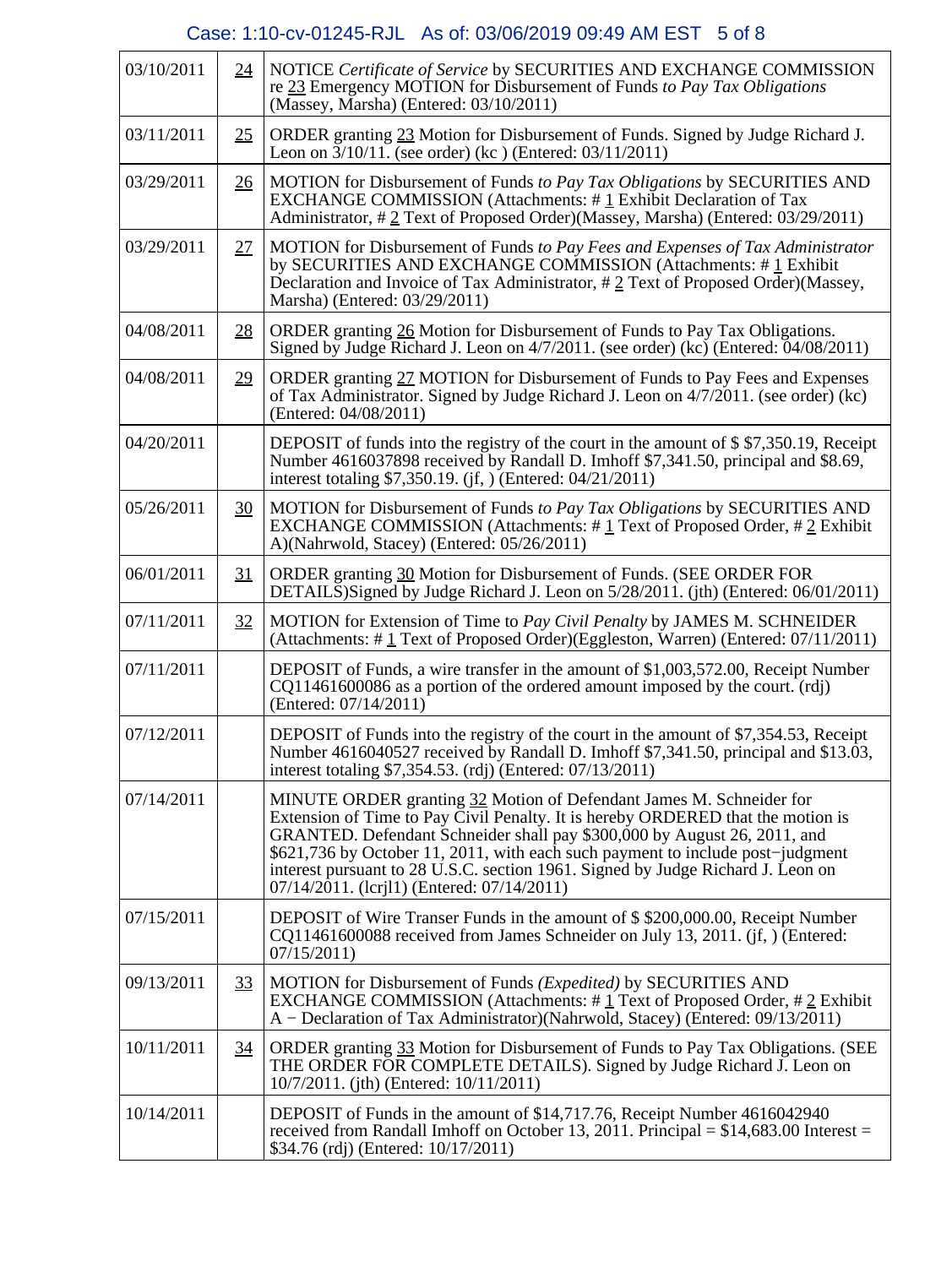| | | |
|---|---|---|
| 03/10/2011 | 24 | NOTICE *Certificate of Service* by SECURITIES AND EXCHANGE COMMISSION re 23 Emergency MOTION for Disbursement of Funds *to Pay Tax Obligations* (Massey, Marsha) (Entered: 03/10/2011) |
| 03/11/2011 | 25 | ORDER granting 23 Motion for Disbursement of Funds. Signed by Judge Richard J. Leon on 3/10/11. (see order) (kc ) (Entered: 03/11/2011) |
| 03/29/2011 | 26 | MOTION for Disbursement of Funds *to Pay Tax Obligations* by SECURITIES AND EXCHANGE COMMISSION (Attachments: # 1 Exhibit Declaration of Tax Administrator, # 2 Text of Proposed Order)(Massey, Marsha) (Entered: 03/29/2011) |
| 03/29/2011 | 27 | MOTION for Disbursement of Funds *to Pay Fees and Expenses of Tax Administrator* by SECURITIES AND EXCHANGE COMMISSION (Attachments: # 1 Exhibit Declaration and Invoice of Tax Administrator, # 2 Text of Proposed Order)(Massey, Marsha) (Entered: 03/29/2011) |
| 04/08/2011 | 28 | ORDER granting 26 Motion for Disbursement of Funds to Pay Tax Obligations. Signed by Judge Richard J. Leon on 4/7/2011. (see order) (kc) (Entered: 04/08/2011) |
| 04/08/2011 | 29 | ORDER granting 27 MOTION for Disbursement of Funds to Pay Fees and Expenses of Tax Administrator. Signed by Judge Richard J. Leon on 4/7/2011. (see order) (kc) (Entered: 04/08/2011) |
| 04/20/2011 | | DEPOSIT of funds into the registry of the court in the amount of $ $7,350.19, Receipt Number 4616037898 received by Randall D. Imhoff $7,341.50, principal and $8.69, interest totaling $7,350.19. (jf, ) (Entered: 04/21/2011) |
| 05/26/2011 | 30 | MOTION for Disbursement of Funds *to Pay Tax Obligations* by SECURITIES AND EXCHANGE COMMISSION (Attachments: # 1 Text of Proposed Order, # 2 Exhibit A)(Nahrwold, Stacey) (Entered: 05/26/2011) |
| 06/01/2011 | 31 | ORDER granting 30 Motion for Disbursement of Funds. (SEE ORDER FOR DETAILS)Signed by Judge Richard J. Leon on 5/28/2011. (jth) (Entered: 06/01/2011) |
| 07/11/2011 | 32 | MOTION for Extension of Time to *Pay Civil Penalty* by JAMES M. SCHNEIDER (Attachments: # 1 Text of Proposed Order)(Eggleston, Warren) (Entered: 07/11/2011) |
| 07/11/2011 | | DEPOSIT of Funds, a wire transfer in the amount of $1,003,572.00, Receipt Number CQ11461600086 as a portion of the ordered amount imposed by the court. (rdj) (Entered: 07/14/2011) |
| 07/12/2011 | | DEPOSIT of Funds into the registry of the court in the amount of $7,354.53, Receipt Number 4616040527 received by Randall D. Imhoff $7,341.50, principal and $13.03, interest totaling $7,354.53. (rdj) (Entered: 07/13/2011) |
| 07/14/2011 | | MINUTE ORDER granting 32 Motion of Defendant James M. Schneider for Extension of Time to Pay Civil Penalty. It is hereby ORDERED that the motion is GRANTED. Defendant Schneider shall pay $300,000 by August 26, 2011, and $621,736 by October 11, 2011, with each such payment to include post−judgment interest pursuant to 28 U.S.C. section 1961. Signed by Judge Richard J. Leon on 07/14/2011. (lcrjl1) (Entered: 07/14/2011) |
| 07/15/2011 | | DEPOSIT of Wire Transer Funds in the amount of $ $200,000.00, Receipt Number CQ11461600088 received from James Schneider on July 13, 2011. (jf, ) (Entered: 07/15/2011) |
| 09/13/2011 | 33 | MOTION for Disbursement of Funds *(Expedited)* by SECURITIES AND EXCHANGE COMMISSION (Attachments: # 1 Text of Proposed Order, # 2 Exhibit A − Declaration of Tax Administrator)(Nahrwold, Stacey) (Entered: 09/13/2011) |
| 10/11/2011 | 34 | ORDER granting 33 Motion for Disbursement of Funds to Pay Tax Obligations. (SEE THE ORDER FOR COMPLETE DETAILS). Signed by Judge Richard J. Leon on 10/7/2011. (jth) (Entered: 10/11/2011) |
| 10/14/2011 | | DEPOSIT of Funds in the amount of $14,717.76, Receipt Number 4616042940 received from Randall Imhoff on October 13, 2011. Principal = $14,683.00 Interest = $34.76 (rdj) (Entered: 10/17/2011) |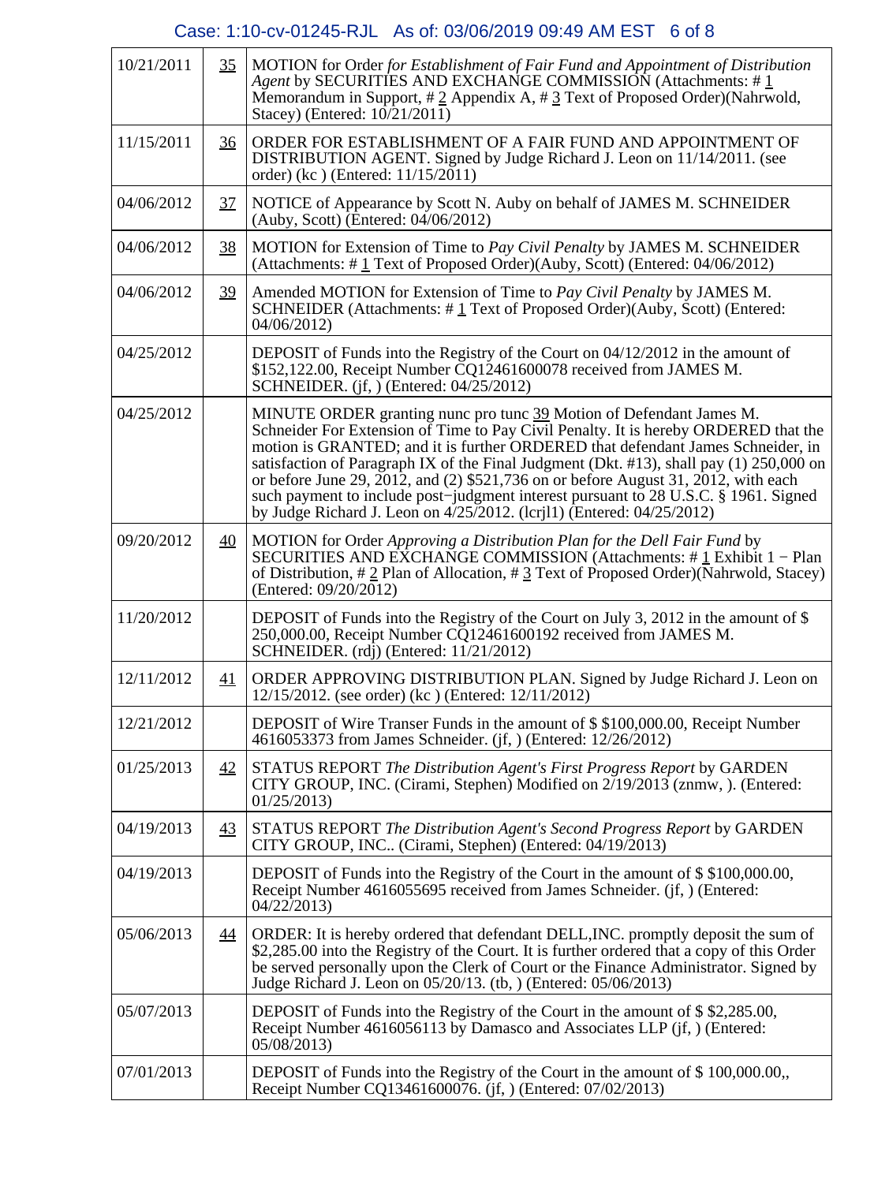| | | |
|---|---|---|
| 10/21/2011 | 35 | MOTION for Order *for Establishment of Fair Fund and Appointment of Distribution Agent* by SECURITIES AND EXCHANGE COMMISSION (Attachments: # 1 Memorandum in Support, # 2 Appendix A, # 3 Text of Proposed Order)(Nahrwold, Stacey) (Entered: 10/21/2011) |
| 11/15/2011 | 36 | ORDER FOR ESTABLISHMENT OF A FAIR FUND AND APPOINTMENT OF DISTRIBUTION AGENT. Signed by Judge Richard J. Leon on 11/14/2011. (see order) (kc ) (Entered: 11/15/2011) |
| 04/06/2012 | 37 | NOTICE of Appearance by Scott N. Auby on behalf of JAMES M. SCHNEIDER (Auby, Scott) (Entered: 04/06/2012) |
| 04/06/2012 | 38 | MOTION for Extension of Time to *Pay Civil Penalty* by JAMES M. SCHNEIDER (Attachments: # 1 Text of Proposed Order)(Auby, Scott) (Entered: 04/06/2012) |
| 04/06/2012 | 39 | Amended MOTION for Extension of Time to *Pay Civil Penalty* by JAMES M. SCHNEIDER (Attachments: # 1 Text of Proposed Order)(Auby, Scott) (Entered: 04/06/2012) |
| 04/25/2012 | | DEPOSIT of Funds into the Registry of the Court on 04/12/2012 in the amount of $152,122.00, Receipt Number CQ12461600078 received from JAMES M. SCHNEIDER. (jf, ) (Entered: 04/25/2012) |
| 04/25/2012 | | MINUTE ORDER granting nunc pro tunc 39 Motion of Defendant James M. Schneider For Extension of Time to Pay Civil Penalty. It is hereby ORDERED that the motion is GRANTED; and it is further ORDERED that defendant James Schneider, in satisfaction of Paragraph IX of the Final Judgment (Dkt. #13), shall pay (1) 250,000 on or before June 29, 2012, and (2) $521,736 on or before August 31, 2012, with each such payment to include post−judgment interest pursuant to 28 U.S.C. § 1961. Signed by Judge Richard J. Leon on 4/25/2012. (lcrjl1) (Entered: 04/25/2012) |
| 09/20/2012 | 40 | MOTION for Order *Approving a Distribution Plan for the Dell Fair Fund* by SECURITIES AND EXCHANGE COMMISSION (Attachments: # 1 Exhibit 1 − Plan of Distribution, # 2 Plan of Allocation, # 3 Text of Proposed Order)(Nahrwold, Stacey) (Entered: 09/20/2012) |
| 11/20/2012 | | DEPOSIT of Funds into the Registry of the Court on July 3, 2012 in the amount of $ 250,000.00, Receipt Number CQ12461600192 received from JAMES M. SCHNEIDER. (rdj) (Entered: 11/21/2012) |
| 12/11/2012 | 41 | ORDER APPROVING DISTRIBUTION PLAN. Signed by Judge Richard J. Leon on 12/15/2012. (see order) (kc ) (Entered: 12/11/2012) |
| 12/21/2012 | | DEPOSIT of Wire Transer Funds in the amount of $ $100,000.00, Receipt Number 4616053373 from James Schneider. (jf, ) (Entered: 12/26/2012) |
| 01/25/2013 | 42 | STATUS REPORT *The Distribution Agent's First Progress Report* by GARDEN CITY GROUP, INC. (Cirami, Stephen) Modified on 2/19/2013 (znmw, ). (Entered: 01/25/2013) |
| 04/19/2013 | 43 | STATUS REPORT *The Distribution Agent's Second Progress Report* by GARDEN CITY GROUP, INC.. (Cirami, Stephen) (Entered: 04/19/2013) |
| 04/19/2013 | | DEPOSIT of Funds into the Registry of the Court in the amount of $ $100,000.00, Receipt Number 4616055695 received from James Schneider. (jf, ) (Entered: 04/22/2013) |
| 05/06/2013 | 44 | ORDER: It is hereby ordered that defendant DELL,INC. promptly deposit the sum of $2,285.00 into the Registry of the Court. It is further ordered that a copy of this Order be served personally upon the Clerk of Court or the Finance Administrator. Signed by Judge Richard J. Leon on 05/20/13. (tb, ) (Entered: 05/06/2013) |
| 05/07/2013 | | DEPOSIT of Funds into the Registry of the Court in the amount of $ $2,285.00, Receipt Number 4616056113 by Damasco and Associates LLP (jf, ) (Entered: 05/08/2013) |
| 07/01/2013 | | DEPOSIT of Funds into the Registry of the Court in the amount of $ 100,000.00,, Receipt Number CQ13461600076. (jf, ) (Entered: 07/02/2013) |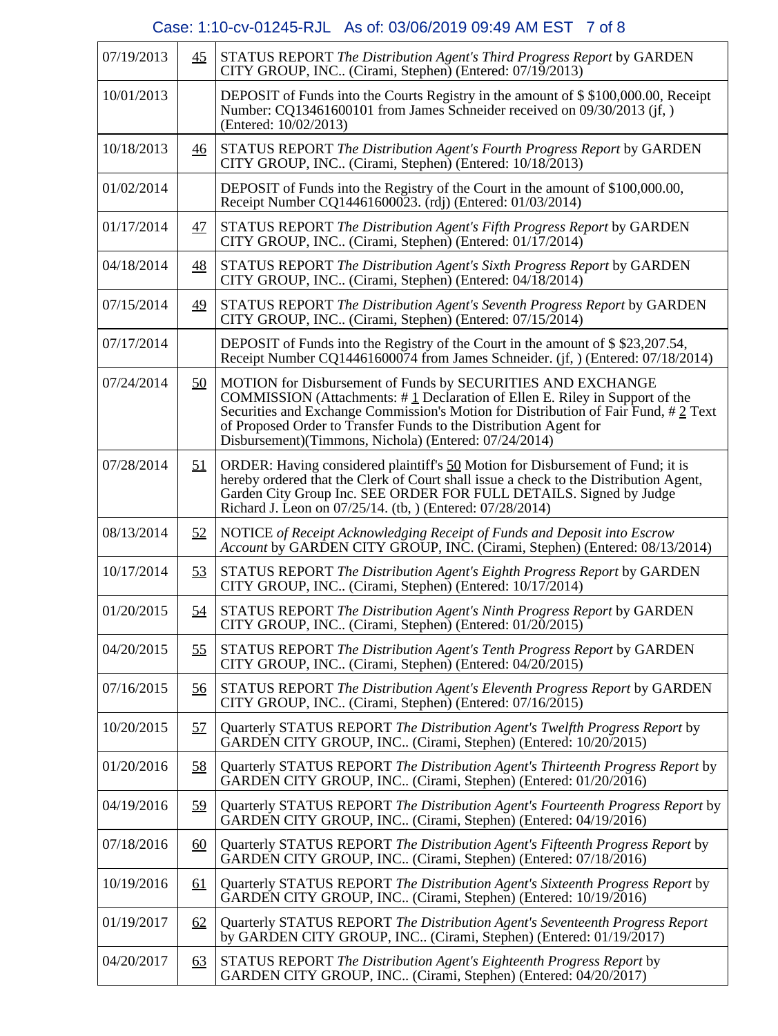| | | |
|---|---|---|
| 07/19/2013 | 45 | STATUS REPORT *The Distribution Agent's Third Progress Report* by GARDEN CITY GROUP, INC.. (Cirami, Stephen) (Entered: 07/19/2013) |
| 10/01/2013 | | DEPOSIT of Funds into the Courts Registry in the amount of $ $100,000.00, Receipt Number: CQ13461600101 from James Schneider received on 09/30/2013 (jf, ) (Entered: 10/02/2013) |
| 10/18/2013 | 46 | STATUS REPORT *The Distribution Agent's Fourth Progress Report* by GARDEN CITY GROUP, INC.. (Cirami, Stephen) (Entered: 10/18/2013) |
| 01/02/2014 | | DEPOSIT of Funds into the Registry of the Court in the amount of $100,000.00, Receipt Number CQ14461600023. (rdj) (Entered: 01/03/2014) |
| 01/17/2014 | 47 | STATUS REPORT *The Distribution Agent's Fifth Progress Report* by GARDEN CITY GROUP, INC.. (Cirami, Stephen) (Entered: 01/17/2014) |
| 04/18/2014 | 48 | STATUS REPORT *The Distribution Agent's Sixth Progress Report* by GARDEN CITY GROUP, INC.. (Cirami, Stephen) (Entered: 04/18/2014) |
| 07/15/2014 | 49 | STATUS REPORT *The Distribution Agent's Seventh Progress Report* by GARDEN CITY GROUP, INC.. (Cirami, Stephen) (Entered: 07/15/2014) |
| 07/17/2014 | | DEPOSIT of Funds into the Registry of the Court in the amount of $ $23,207.54, Receipt Number CQ14461600074 from James Schneider. (jf, ) (Entered: 07/18/2014) |
| 07/24/2014 | 50 | MOTION for Disbursement of Funds by SECURITIES AND EXCHANGE COMMISSION (Attachments: # 1 Declaration of Ellen E. Riley in Support of the Securities and Exchange Commission's Motion for Distribution of Fair Fund, # 2 Text of Proposed Order to Transfer Funds to the Distribution Agent for Disbursement)(Timmons, Nichola) (Entered: 07/24/2014) |
| 07/28/2014 | 51 | ORDER: Having considered plaintiff's 50 Motion for Disbursement of Fund; it is hereby ordered that the Clerk of Court shall issue a check to the Distribution Agent, Garden City Group Inc. SEE ORDER FOR FULL DETAILS. Signed by Judge Richard J. Leon on 07/25/14. (tb, ) (Entered: 07/28/2014) |
| 08/13/2014 | 52 | NOTICE *of Receipt Acknowledging Receipt of Funds and Deposit into Escrow Account* by GARDEN CITY GROUP, INC. (Cirami, Stephen) (Entered: 08/13/2014) |
| 10/17/2014 | 53 | STATUS REPORT *The Distribution Agent's Eighth Progress Report* by GARDEN CITY GROUP, INC.. (Cirami, Stephen) (Entered: 10/17/2014) |
| 01/20/2015 | 54 | STATUS REPORT *The Distribution Agent's Ninth Progress Report* by GARDEN CITY GROUP, INC.. (Cirami, Stephen) (Entered: 01/20/2015) |
| 04/20/2015 | 55 | STATUS REPORT *The Distribution Agent's Tenth Progress Report* by GARDEN CITY GROUP, INC.. (Cirami, Stephen) (Entered: 04/20/2015) |
| 07/16/2015 | 56 | STATUS REPORT *The Distribution Agent's Eleventh Progress Report* by GARDEN CITY GROUP, INC.. (Cirami, Stephen) (Entered: 07/16/2015) |
| 10/20/2015 | 57 | Quarterly STATUS REPORT *The Distribution Agent's Twelfth Progress Report* by GARDEN CITY GROUP, INC.. (Cirami, Stephen) (Entered: 10/20/2015) |
| 01/20/2016 | 58 | Quarterly STATUS REPORT *The Distribution Agent's Thirteenth Progress Report* by GARDEN CITY GROUP, INC.. (Cirami, Stephen) (Entered: 01/20/2016) |
| 04/19/2016 | 59 | Quarterly STATUS REPORT *The Distribution Agent's Fourteenth Progress Report* by GARDEN CITY GROUP, INC.. (Cirami, Stephen) (Entered: 04/19/2016) |
| 07/18/2016 | 60 | Quarterly STATUS REPORT *The Distribution Agent's Fifteenth Progress Report* by GARDEN CITY GROUP, INC.. (Cirami, Stephen) (Entered: 07/18/2016) |
| 10/19/2016 | 61 | Quarterly STATUS REPORT *The Distribution Agent's Sixteenth Progress Report* by GARDEN CITY GROUP, INC.. (Cirami, Stephen) (Entered: 10/19/2016) |
| 01/19/2017 | 62 | Quarterly STATUS REPORT *The Distribution Agent's Seventeenth Progress Report* by GARDEN CITY GROUP, INC.. (Cirami, Stephen) (Entered: 01/19/2017) |
| 04/20/2017 | 63 | STATUS REPORT *The Distribution Agent's Eighteenth Progress Report* by GARDEN CITY GROUP, INC.. (Cirami, Stephen) (Entered: 04/20/2017) |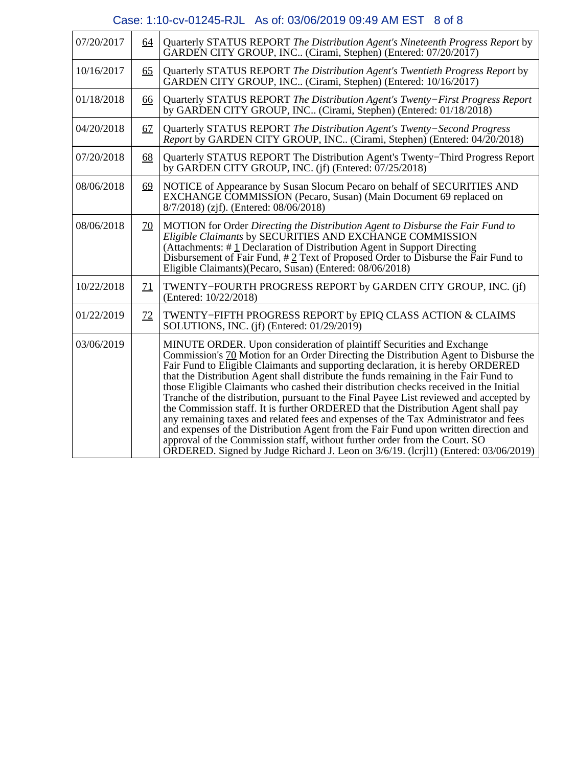| | | |
|---|---|---|
| 07/20/2017 | 64 | Quarterly STATUS REPORT *The Distribution Agent's Nineteenth Progress Report* by GARDEN CITY GROUP, INC.. (Cirami, Stephen) (Entered: 07/20/2017) |
| 10/16/2017 | 65 | Quarterly STATUS REPORT *The Distribution Agent's Twentieth Progress Report* by GARDEN CITY GROUP, INC.. (Cirami, Stephen) (Entered: 10/16/2017) |
| 01/18/2018 | 66 | Quarterly STATUS REPORT *The Distribution Agent's Twenty−First Progress Report* by GARDEN CITY GROUP, INC.. (Cirami, Stephen) (Entered: 01/18/2018) |
| 04/20/2018 | 67 | Quarterly STATUS REPORT *The Distribution Agent's Twenty−Second Progress Report* by GARDEN CITY GROUP, INC.. (Cirami, Stephen) (Entered: 04/20/2018) |
| 07/20/2018 | 68 | Quarterly STATUS REPORT The Distribution Agent's Twenty−Third Progress Report by GARDEN CITY GROUP, INC. (jf) (Entered: 07/25/2018) |
| 08/06/2018 | 69 | NOTICE of Appearance by Susan Slocum Pecaro on behalf of SECURITIES AND EXCHANGE COMMISSION (Pecaro, Susan) (Main Document 69 replaced on 8/7/2018) (zjf). (Entered: 08/06/2018) |
| 08/06/2018 | 70 | MOTION for Order *Directing the Distribution Agent to Disburse the Fair Fund to Eligible Claimants* by SECURITIES AND EXCHANGE COMMISSION (Attachments: # 1 Declaration of Distribution Agent in Support Directing Disbursement of Fair Fund, # 2 Text of Proposed Order to Disburse the Fair Fund to Eligible Claimants)(Pecaro, Susan) (Entered: 08/06/2018) |
| 10/22/2018 | 71 | TWENTY−FOURTH PROGRESS REPORT by GARDEN CITY GROUP, INC. (jf) (Entered: 10/22/2018) |
| 01/22/2019 | 72 | TWENTY−FIFTH PROGRESS REPORT by EPIQ CLASS ACTION & CLAIMS SOLUTIONS, INC. (jf) (Entered: 01/29/2019) |
| 03/06/2019 | | MINUTE ORDER. Upon consideration of plaintiff Securities and Exchange Commission's 70 Motion for an Order Directing the Distribution Agent to Disburse the Fair Fund to Eligible Claimants and supporting declaration, it is hereby ORDERED that the Distribution Agent shall distribute the funds remaining in the Fair Fund to those Eligible Claimants who cashed their distribution checks received in the Initial Tranche of the distribution, pursuant to the Final Payee List reviewed and accepted by the Commission staff. It is further ORDERED that the Distribution Agent shall pay any remaining taxes and related fees and expenses of the Tax Administrator and fees and expenses of the Distribution Agent from the Fair Fund upon written direction and approval of the Commission staff, without further order from the Court. SO ORDERED. Signed by Judge Richard J. Leon on 3/6/19. (lcrjl1) (Entered: 03/06/2019) |